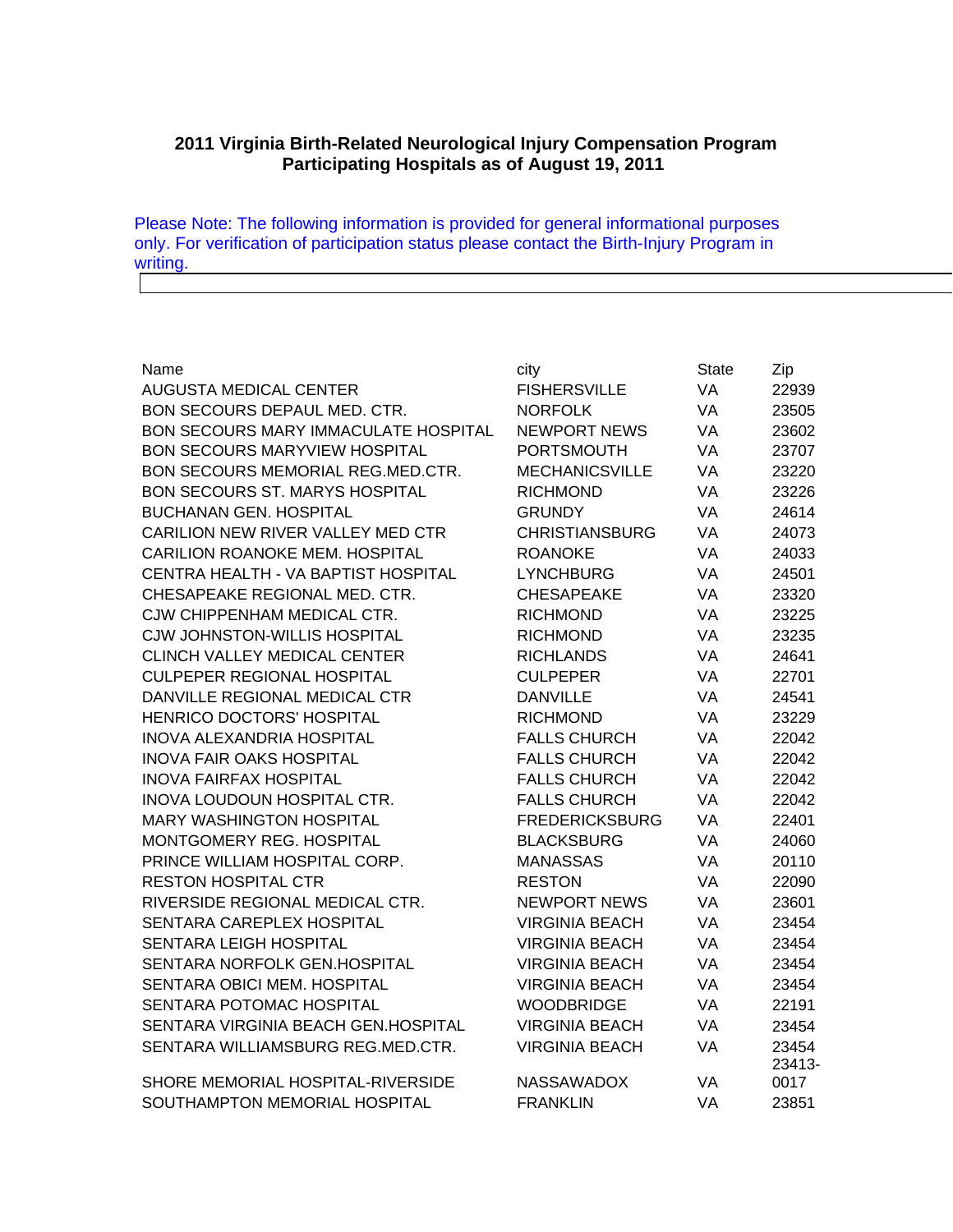# 2011 Virginia Birth-Related Neurological Injury Compensation Program
## Participating Hospitals as of August 19, 2011

Please Note: The following information is provided for general informational purposes only. For verification of participation status please contact the Birth-Injury Program in writing.

| Name | city | State | Zip |
|---|---|---|---|
| AUGUSTA MEDICAL CENTER | FISHERSVILLE | VA | 22939 |
| BON SECOURS DEPAUL MED. CTR. | NORFOLK | VA | 23505 |
| BON SECOURS MARY IMMACULATE HOSPITAL | NEWPORT NEWS | VA | 23602 |
| BON SECOURS MARYVIEW HOSPITAL | PORTSMOUTH | VA | 23707 |
| BON SECOURS MEMORIAL REG.MED.CTR. | MECHANICSVILLE | VA | 23220 |
| BON SECOURS ST. MARYS HOSPITAL | RICHMOND | VA | 23226 |
| BUCHANAN GEN. HOSPITAL | GRUNDY | VA | 24614 |
| CARILION NEW RIVER VALLEY MED CTR | CHRISTIANSBURG | VA | 24073 |
| CARILION ROANOKE MEM. HOSPITAL | ROANOKE | VA | 24033 |
| CENTRA HEALTH - VA BAPTIST HOSPITAL | LYNCHBURG | VA | 24501 |
| CHESAPEAKE REGIONAL MED. CTR. | CHESAPEAKE | VA | 23320 |
| CJW CHIPPENHAM MEDICAL CTR. | RICHMOND | VA | 23225 |
| CJW JOHNSTON-WILLIS HOSPITAL | RICHMOND | VA | 23235 |
| CLINCH VALLEY MEDICAL CENTER | RICHLANDS | VA | 24641 |
| CULPEPER REGIONAL HOSPITAL | CULPEPER | VA | 22701 |
| DANVILLE REGIONAL MEDICAL CTR | DANVILLE | VA | 24541 |
| HENRICO DOCTORS' HOSPITAL | RICHMOND | VA | 23229 |
| INOVA ALEXANDRIA HOSPITAL | FALLS CHURCH | VA | 22042 |
| INOVA FAIR OAKS HOSPITAL | FALLS CHURCH | VA | 22042 |
| INOVA FAIRFAX HOSPITAL | FALLS CHURCH | VA | 22042 |
| INOVA LOUDOUN HOSPITAL CTR. | FALLS CHURCH | VA | 22042 |
| MARY WASHINGTON HOSPITAL | FREDERICKSBURG | VA | 22401 |
| MONTGOMERY REG. HOSPITAL | BLACKSBURG | VA | 24060 |
| PRINCE WILLIAM HOSPITAL CORP. | MANASSAS | VA | 20110 |
| RESTON HOSPITAL CTR | RESTON | VA | 22090 |
| RIVERSIDE REGIONAL MEDICAL CTR. | NEWPORT NEWS | VA | 23601 |
| SENTARA CAREPLEX HOSPITAL | VIRGINIA BEACH | VA | 23454 |
| SENTARA LEIGH HOSPITAL | VIRGINIA BEACH | VA | 23454 |
| SENTARA NORFOLK GEN.HOSPITAL | VIRGINIA BEACH | VA | 23454 |
| SENTARA OBICI MEM. HOSPITAL | VIRGINIA BEACH | VA | 23454 |
| SENTARA POTOMAC HOSPITAL | WOODBRIDGE | VA | 22191 |
| SENTARA VIRGINIA BEACH GEN.HOSPITAL | VIRGINIA BEACH | VA | 23454 |
| SENTARA WILLIAMSBURG REG.MED.CTR. | VIRGINIA BEACH | VA | 23454 |
| SHORE MEMORIAL HOSPITAL-RIVERSIDE | NASSAWADOX | VA | 23413-0017 |
| SOUTHAMPTON MEMORIAL HOSPITAL | FRANKLIN | VA | 23851 |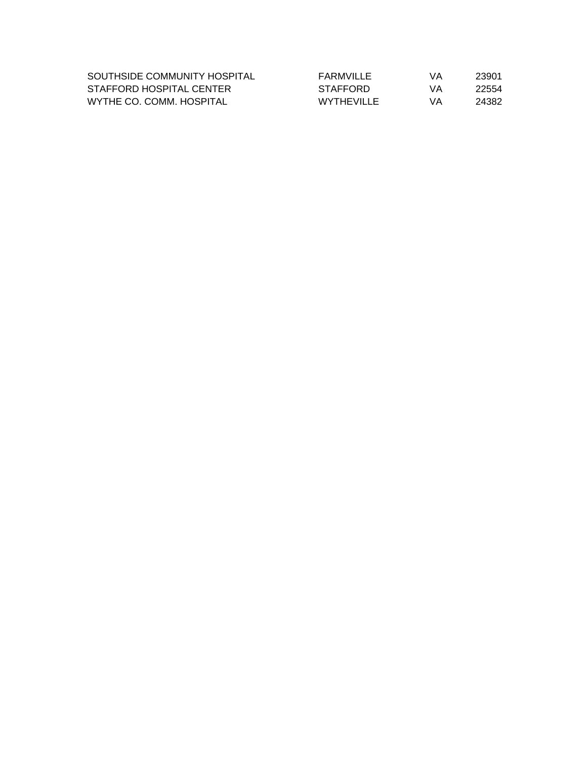| | | | |
|---|---|---|---|
| SOUTHSIDE COMMUNITY HOSPITAL | FARMVILLE | VA | 23901 |
| STAFFORD HOSPITAL CENTER | STAFFORD | VA | 22554 |
| WYTHE CO. COMM. HOSPITAL | WYTHEVILLE | VA | 24382 |